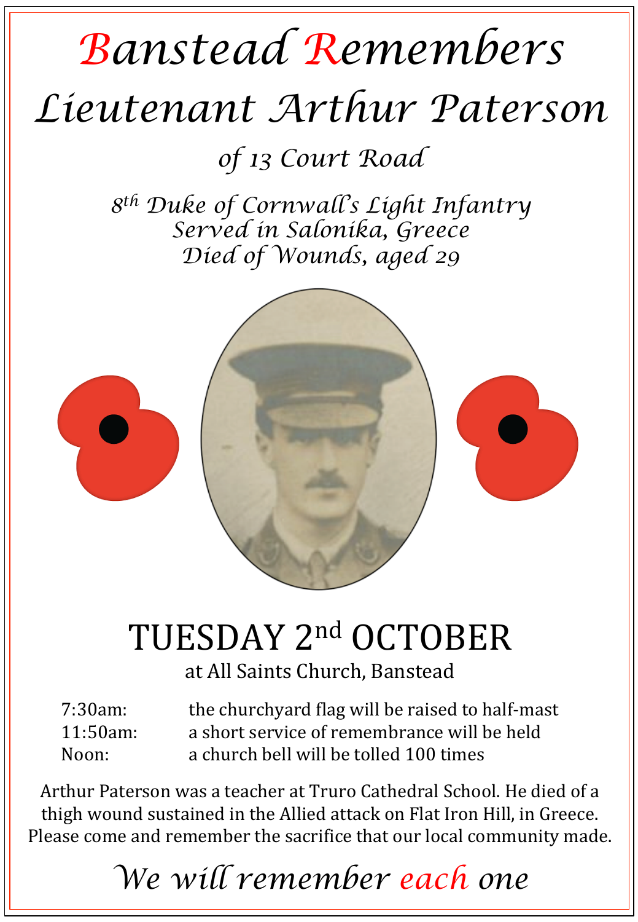# Banstead Remembers

# Lieutenant Arthur Paterson

*of 13 Court Road*

*8th Duke of Cornwall's Light Infantry*
*Served in Salonika, Greece*
*Died of Wounds, aged 29*

## TUESDAY 2nd OCTOBER

at All Saints Church, Banstead

| | |
|---|---|
| 7:30am: | the churchyard flag will be raised to half-mast |
| 11:50am: | a short service of remembrance will be held |
| Noon: | a church bell will be tolled 100 times |

Arthur Paterson was a teacher at Truro Cathedral School. He died of a thigh wound sustained in the Allied attack on Flat Iron Hill, in Greece. Please come and remember the sacrifice that our local community made.

*We will remember each one*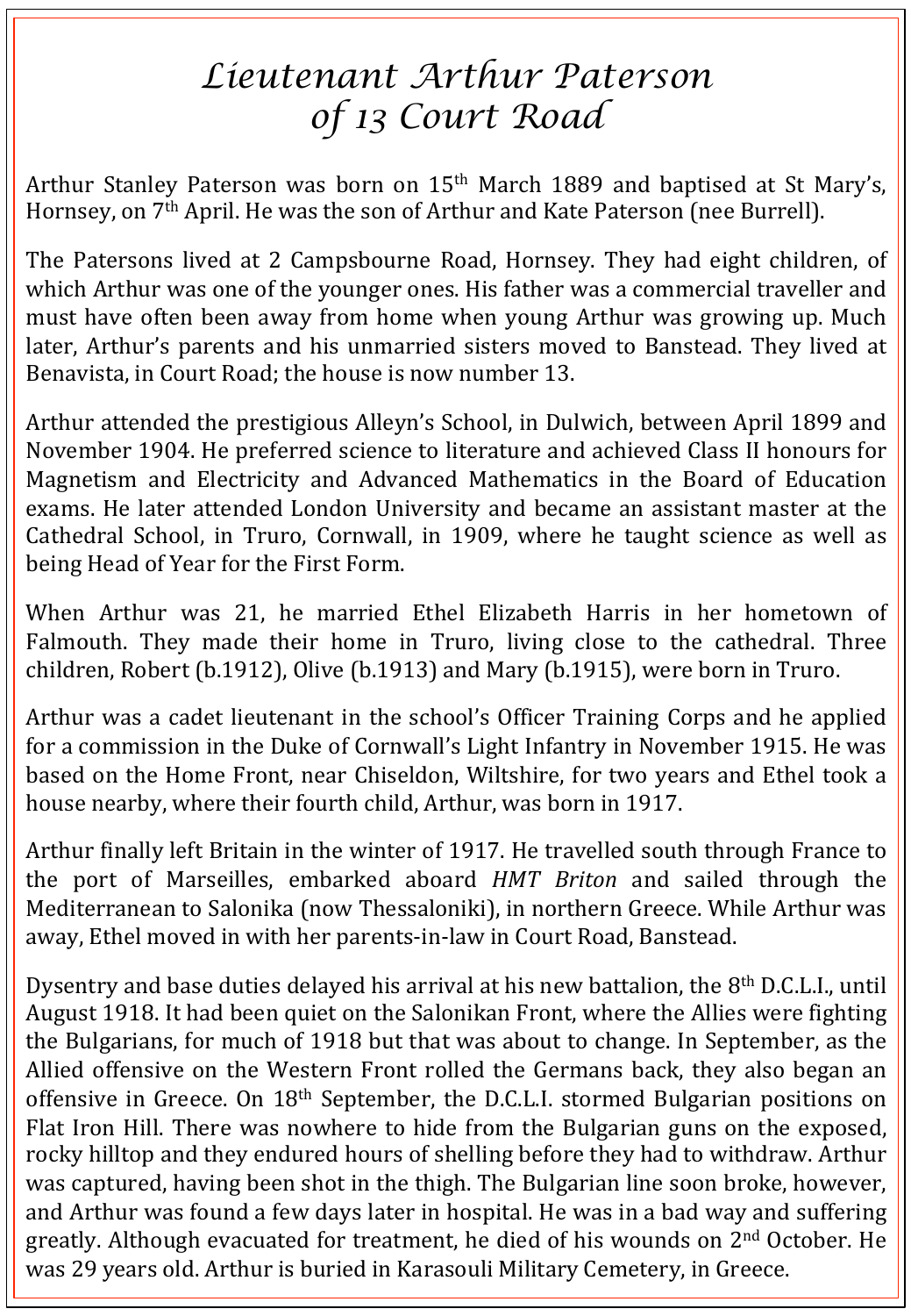# *Lieutenant Arthur Paterson of 13 Court Road*

Arthur Stanley Paterson was born on 15th March 1889 and baptised at St Mary's, Hornsey, on 7th April. He was the son of Arthur and Kate Paterson (nee Burrell).

The Patersons lived at 2 Campsbourne Road, Hornsey. They had eight children, of which Arthur was one of the younger ones. His father was a commercial traveller and must have often been away from home when young Arthur was growing up. Much later, Arthur's parents and his unmarried sisters moved to Banstead. They lived at Benavista, in Court Road; the house is now number 13.

Arthur attended the prestigious Alleyn's School, in Dulwich, between April 1899 and November 1904. He preferred science to literature and achieved Class II honours for Magnetism and Electricity and Advanced Mathematics in the Board of Education exams. He later attended London University and became an assistant master at the Cathedral School, in Truro, Cornwall, in 1909, where he taught science as well as being Head of Year for the First Form.

When Arthur was 21, he married Ethel Elizabeth Harris in her hometown of Falmouth. They made their home in Truro, living close to the cathedral. Three children, Robert (b.1912), Olive (b.1913) and Mary (b.1915), were born in Truro.

Arthur was a cadet lieutenant in the school's Officer Training Corps and he applied for a commission in the Duke of Cornwall's Light Infantry in November 1915. He was based on the Home Front, near Chiseldon, Wiltshire, for two years and Ethel took a house nearby, where their fourth child, Arthur, was born in 1917.

Arthur finally left Britain in the winter of 1917. He travelled south through France to the port of Marseilles, embarked aboard *HMT Briton* and sailed through the Mediterranean to Salonika (now Thessaloniki), in northern Greece. While Arthur was away, Ethel moved in with her parents-in-law in Court Road, Banstead.

Dysentry and base duties delayed his arrival at his new battalion, the 8th D.C.L.I., until August 1918. It had been quiet on the Salonikan Front, where the Allies were fighting the Bulgarians, for much of 1918 but that was about to change. In September, as the Allied offensive on the Western Front rolled the Germans back, they also began an offensive in Greece. On 18th September, the D.C.L.I. stormed Bulgarian positions on Flat Iron Hill. There was nowhere to hide from the Bulgarian guns on the exposed, rocky hilltop and they endured hours of shelling before they had to withdraw. Arthur was captured, having been shot in the thigh. The Bulgarian line soon broke, however, and Arthur was found a few days later in hospital. He was in a bad way and suffering greatly. Although evacuated for treatment, he died of his wounds on 2nd October. He was 29 years old. Arthur is buried in Karasouli Military Cemetery, in Greece.